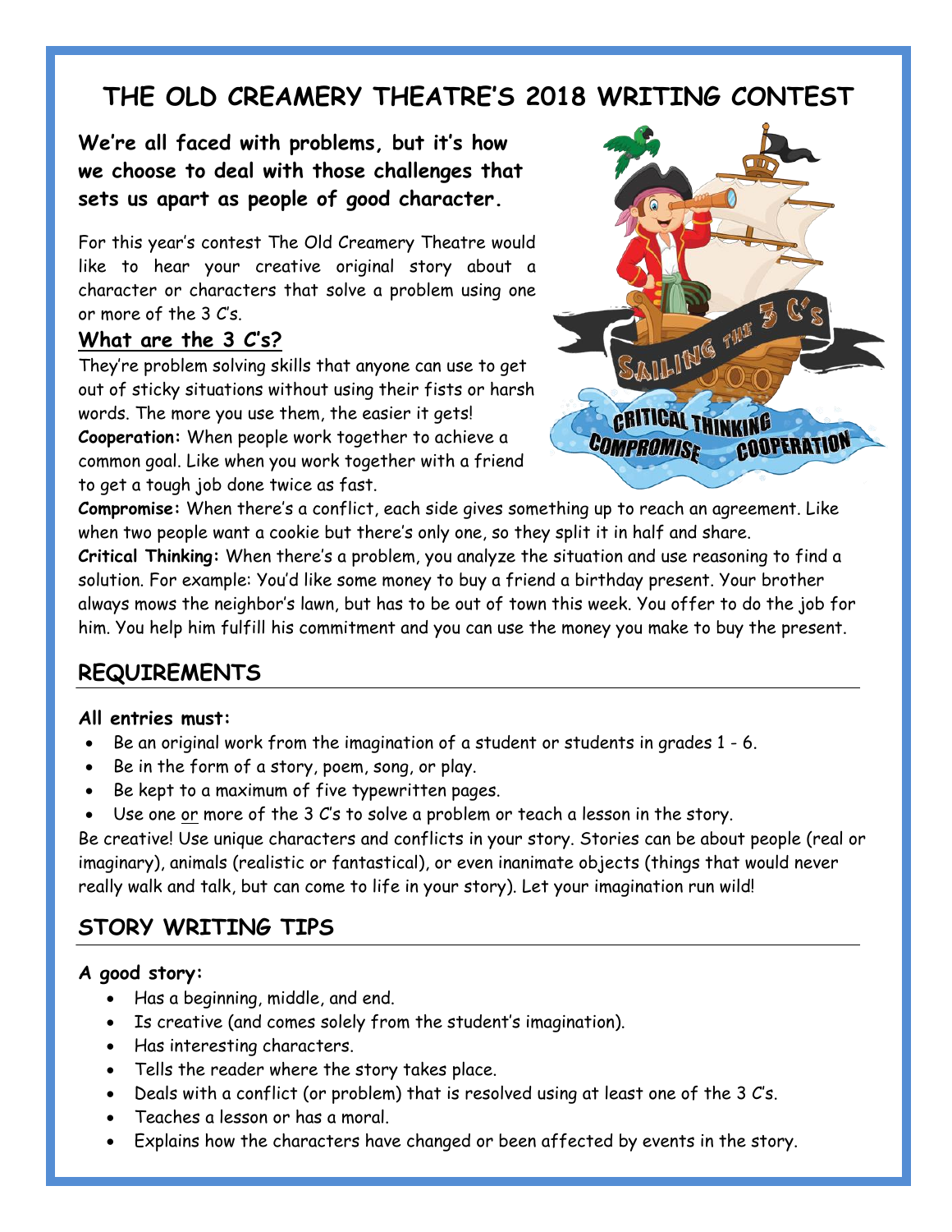# THE OLD CREAMERY THEATRE'S 2018 WRITING CONTEST

**We're all faced with problems, but it's how we choose to deal with those challenges that sets us apart as people of good character.**

For this year's contest The Old Creamery Theatre would like to hear your creative original story about a character or characters that solve a problem using one or more of the 3 C's.

### What are the 3 C's?

They're problem solving skills that anyone can use to get out of sticky situations without using their fists or harsh words. The more you use them, the easier it gets!

**Cooperation:** When people work together to achieve a common goal. Like when you work together with a friend to get a tough job done twice as fast.

**Compromise:** When there's a conflict, each side gives something up to reach an agreement. Like when two people want a cookie but there's only one, so they split it in half and share.

**Critical Thinking:** When there's a problem, you analyze the situation and use reasoning to find a solution. For example: You'd like some money to buy a friend a birthday present. Your brother always mows the neighbor's lawn, but has to be out of town this week. You offer to do the job for him. You help him fulfill his commitment and you can use the money you make to buy the present.

## REQUIREMENTS

**All entries must:**

- Be an original work from the imagination of a student or students in grades 1 - 6.
- Be in the form of a story, poem, song, or play.
- Be kept to a maximum of five typewritten pages.
- Use one or more of the 3 C's to solve a problem or teach a lesson in the story.

Be creative! Use unique characters and conflicts in your story. Stories can be about people (real or imaginary), animals (realistic or fantastical), or even inanimate objects (things that would never really walk and talk, but can come to life in your story). Let your imagination run wild!

## STORY WRITING TIPS

**A good story:**

- Has a beginning, middle, and end.
- Is creative (and comes solely from the student's imagination).
- Has interesting characters.
- Tells the reader where the story takes place.
- Deals with a conflict (or problem) that is resolved using at least one of the 3 C's.
- Teaches a lesson or has a moral.
- Explains how the characters have changed or been affected by events in the story.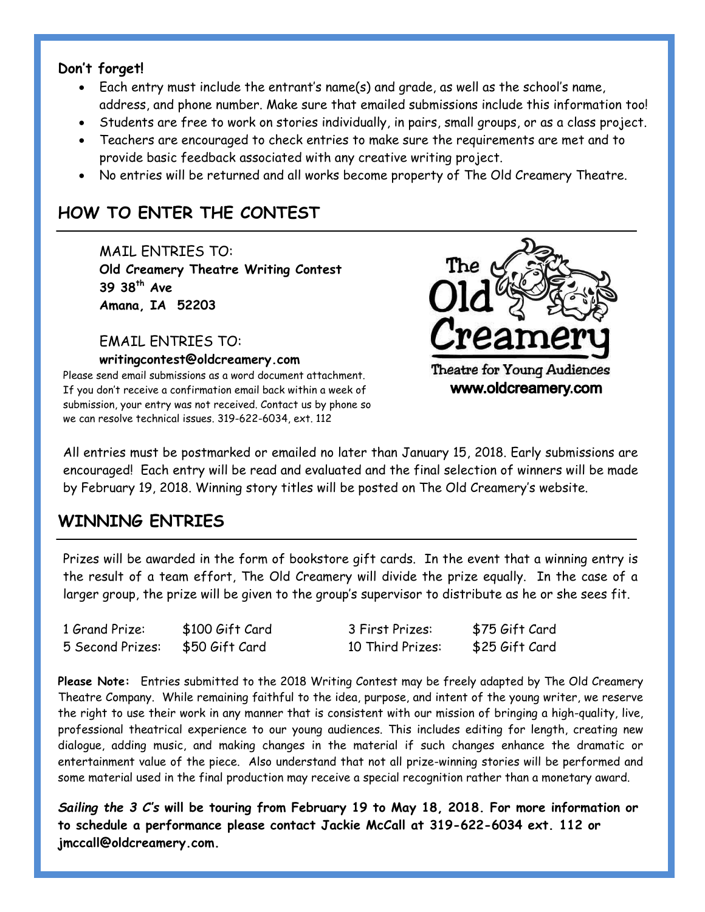**Don't forget!**

- Each entry must include the entrant's name(s) and grade, as well as the school's name, address, and phone number. Make sure that emailed submissions include this information too!
- Students are free to work on stories individually, in pairs, small groups, or as a class project.
- Teachers are encouraged to check entries to make sure the requirements are met and to provide basic feedback associated with any creative writing project.
- No entries will be returned and all works become property of The Old Creamery Theatre.

## HOW TO ENTER THE CONTEST

MAIL ENTRIES TO:
**Old Creamery Theatre Writing Contest**
**39 38th Ave**
**Amana, IA 52203**

EMAIL ENTRIES TO:
**writingcontest@oldcreamery.com**

Please send email submissions as a word document attachment. If you don't receive a confirmation email back within a week of submission, your entry was not received. Contact us by phone so we can resolve technical issues. 319-622-6034, ext. 112

The Old Creamery
Theatre for Young Audiences
**www.oldcreamery.com**

All entries must be postmarked or emailed no later than January 15, 2018. Early submissions are encouraged! Each entry will be read and evaluated and the final selection of winners will be made by February 19, 2018. Winning story titles will be posted on The Old Creamery's website.

## WINNING ENTRIES

Prizes will be awarded in the form of bookstore gift cards. In the event that a winning entry is the result of a team effort, The Old Creamery will divide the prize equally. In the case of a larger group, the prize will be given to the group's supervisor to distribute as he or she sees fit.

| | | | |
|---|---|---|---|
| 1 Grand Prize: | $100 Gift Card | 3 First Prizes: | $75 Gift Card |
| 5 Second Prizes: | $50 Gift Card | 10 Third Prizes: | $25 Gift Card |

**Please Note:** Entries submitted to the 2018 Writing Contest may be freely adapted by The Old Creamery Theatre Company. While remaining faithful to the idea, purpose, and intent of the young writer, we reserve the right to use their work in any manner that is consistent with our mission of bringing a high-quality, live, professional theatrical experience to our young audiences. This includes editing for length, creating new dialogue, adding music, and making changes in the material if such changes enhance the dramatic or entertainment value of the piece. Also understand that not all prize-winning stories will be performed and some material used in the final production may receive a special recognition rather than a monetary award.

***Sailing the 3 C's* will be touring from February 19 to May 18, 2018. For more information or to schedule a performance please contact Jackie McCall at 319-622-6034 ext. 112 or jmccall@oldcreamery.com.**